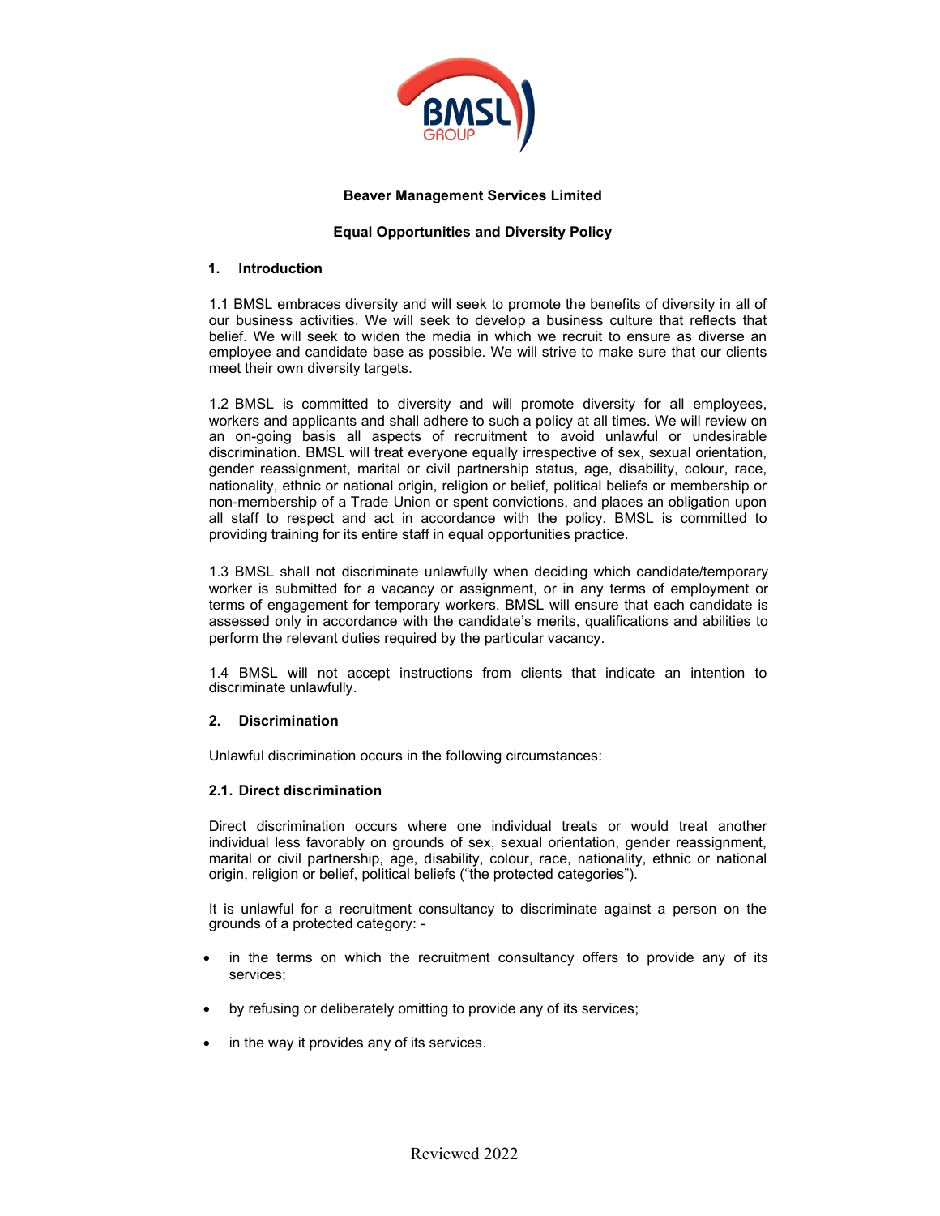**Beaver Management Services Limited**

**Equal Opportunities and Diversity Policy**

## 1. Introduction

1.1 BMSL embraces diversity and will seek to promote the benefits of diversity in all of our business activities. We will seek to develop a business culture that reflects that belief. We will seek to widen the media in which we recruit to ensure as diverse an employee and candidate base as possible. We will strive to make sure that our clients meet their own diversity targets.

1.2 BMSL is committed to diversity and will promote diversity for all employees, workers and applicants and shall adhere to such a policy at all times. We will review on an on-going basis all aspects of recruitment to avoid unlawful or undesirable discrimination. BMSL will treat everyone equally irrespective of sex, sexual orientation, gender reassignment, marital or civil partnership status, age, disability, colour, race, nationality, ethnic or national origin, religion or belief, political beliefs or membership or non-membership of a Trade Union or spent convictions, and places an obligation upon all staff to respect and act in accordance with the policy. BMSL is committed to providing training for its entire staff in equal opportunities practice.

1.3 BMSL shall not discriminate unlawfully when deciding which candidate/temporary worker is submitted for a vacancy or assignment, or in any terms of employment or terms of engagement for temporary workers. BMSL will ensure that each candidate is assessed only in accordance with the candidate's merits, qualifications and abilities to perform the relevant duties required by the particular vacancy.

1.4 BMSL will not accept instructions from clients that indicate an intention to discriminate unlawfully.

## 2. Discrimination

Unlawful discrimination occurs in the following circumstances:

### 2.1. Direct discrimination

Direct discrimination occurs where one individual treats or would treat another individual less favorably on grounds of sex, sexual orientation, gender reassignment, marital or civil partnership, age, disability, colour, race, nationality, ethnic or national origin, religion or belief, political beliefs ("the protected categories").

It is unlawful for a recruitment consultancy to discriminate against a person on the grounds of a protected category: -

- in the terms on which the recruitment consultancy offers to provide any of its services;
- by refusing or deliberately omitting to provide any of its services;
- in the way it provides any of its services.

Reviewed 2022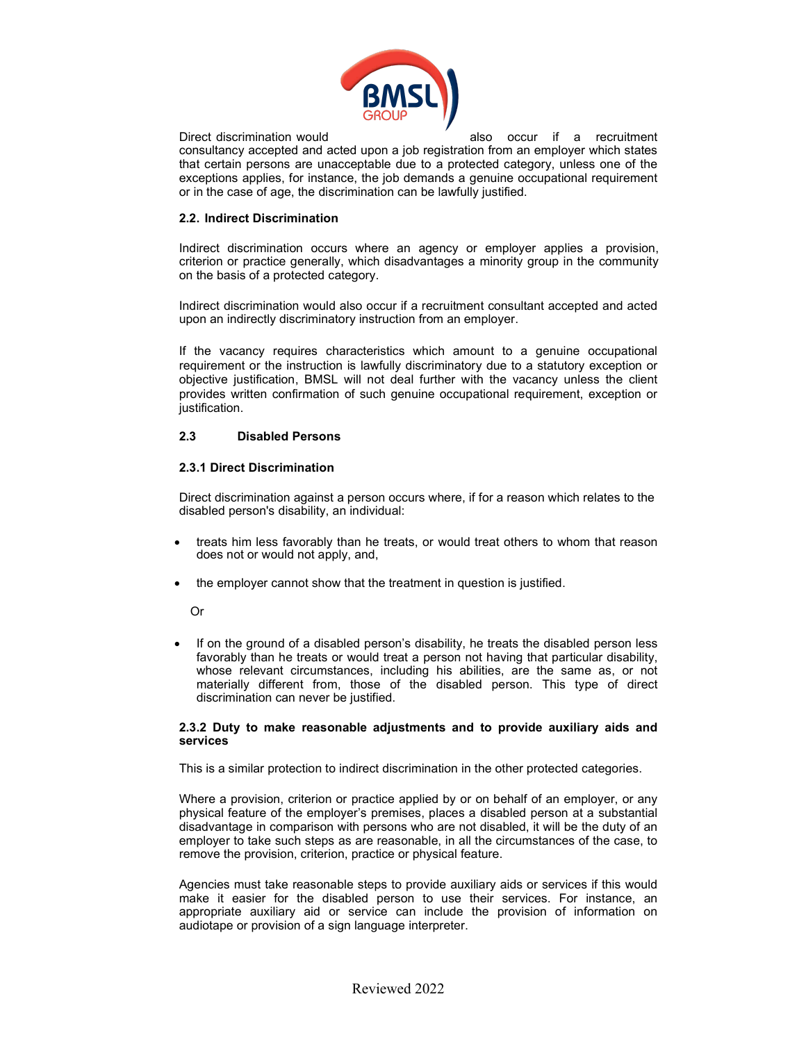Direct discrimination would also occur if a recruitment consultancy accepted and acted upon a job registration from an employer which states that certain persons are unacceptable due to a protected category, unless one of the exceptions applies, for instance, the job demands a genuine occupational requirement or in the case of age, the discrimination can be lawfully justified.

### 2.2. Indirect Discrimination

Indirect discrimination occurs where an agency or employer applies a provision, criterion or practice generally, which disadvantages a minority group in the community on the basis of a protected category.

Indirect discrimination would also occur if a recruitment consultant accepted and acted upon an indirectly discriminatory instruction from an employer.

If the vacancy requires characteristics which amount to a genuine occupational requirement or the instruction is lawfully discriminatory due to a statutory exception or objective justification, BMSL will not deal further with the vacancy unless the client provides written confirmation of such genuine occupational requirement, exception or justification.

### 2.3 Disabled Persons

#### 2.3.1 Direct Discrimination

Direct discrimination against a person occurs where, if for a reason which relates to the disabled person's disability, an individual:

- treats him less favorably than he treats, or would treat others to whom that reason does not or would not apply, and,
- the employer cannot show that the treatment in question is justified.

Or

- If on the ground of a disabled person's disability, he treats the disabled person less favorably than he treats or would treat a person not having that particular disability, whose relevant circumstances, including his abilities, are the same as, or not materially different from, those of the disabled person. This type of direct discrimination can never be justified.

#### 2.3.2 Duty to make reasonable adjustments and to provide auxiliary aids and services

This is a similar protection to indirect discrimination in the other protected categories.

Where a provision, criterion or practice applied by or on behalf of an employer, or any physical feature of the employer's premises, places a disabled person at a substantial disadvantage in comparison with persons who are not disabled, it will be the duty of an employer to take such steps as are reasonable, in all the circumstances of the case, to remove the provision, criterion, practice or physical feature.

Agencies must take reasonable steps to provide auxiliary aids or services if this would make it easier for the disabled person to use their services. For instance, an appropriate auxiliary aid or service can include the provision of information on audiotape or provision of a sign language interpreter.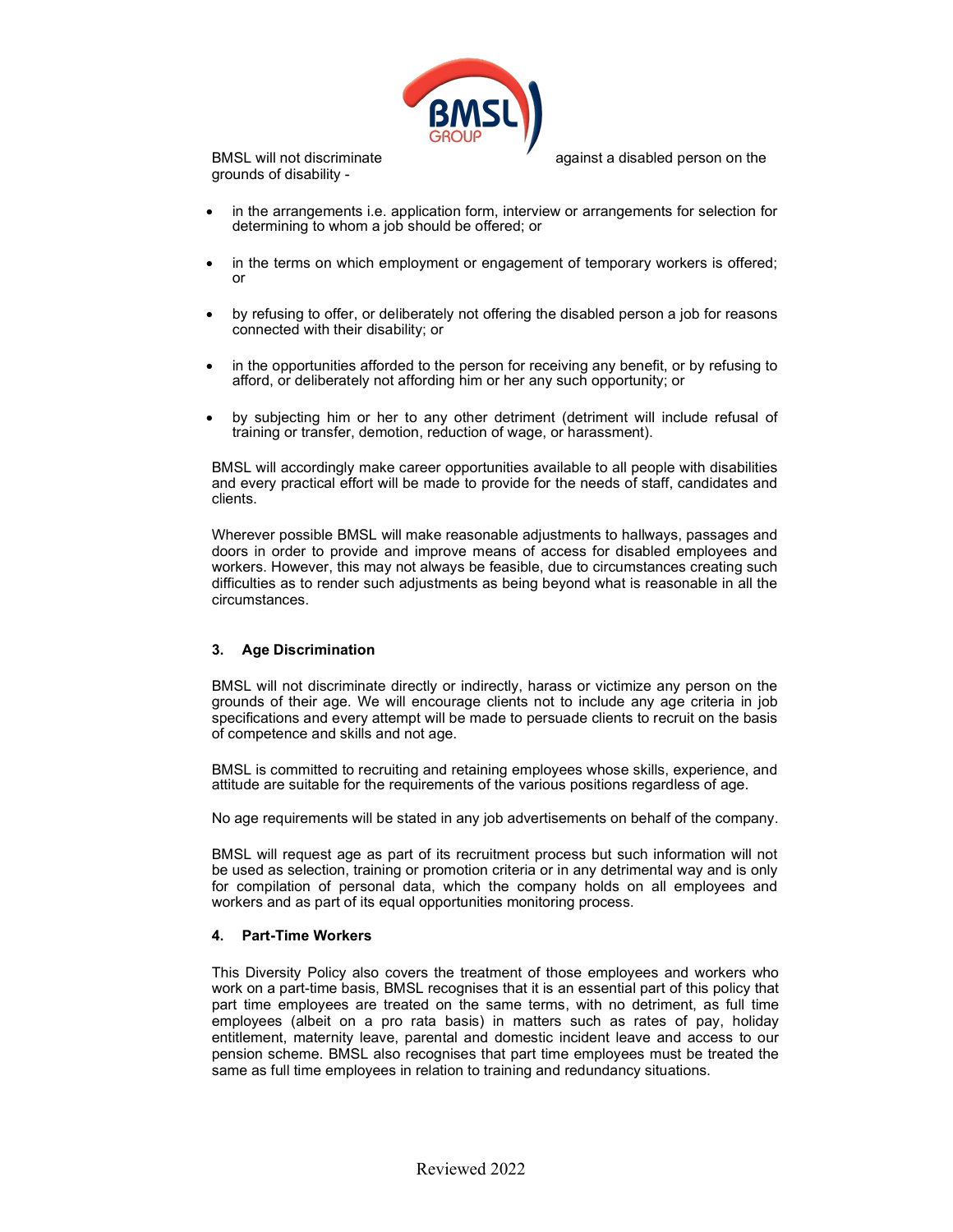BMSL will not discriminate against a disabled person on the grounds of disability -

- in the arrangements i.e. application form, interview or arrangements for selection for determining to whom a job should be offered; or
- in the terms on which employment or engagement of temporary workers is offered; or
- by refusing to offer, or deliberately not offering the disabled person a job for reasons connected with their disability; or
- in the opportunities afforded to the person for receiving any benefit, or by refusing to afford, or deliberately not affording him or her any such opportunity; or
- by subjecting him or her to any other detriment (detriment will include refusal of training or transfer, demotion, reduction of wage, or harassment).

BMSL will accordingly make career opportunities available to all people with disabilities and every practical effort will be made to provide for the needs of staff, candidates and clients.

Wherever possible BMSL will make reasonable adjustments to hallways, passages and doors in order to provide and improve means of access for disabled employees and workers. However, this may not always be feasible, due to circumstances creating such difficulties as to render such adjustments as being beyond what is reasonable in all the circumstances.

### 3. Age Discrimination

BMSL will not discriminate directly or indirectly, harass or victimize any person on the grounds of their age. We will encourage clients not to include any age criteria in job specifications and every attempt will be made to persuade clients to recruit on the basis of competence and skills and not age.

BMSL is committed to recruiting and retaining employees whose skills, experience, and attitude are suitable for the requirements of the various positions regardless of age.

No age requirements will be stated in any job advertisements on behalf of the company.

BMSL will request age as part of its recruitment process but such information will not be used as selection, training or promotion criteria or in any detrimental way and is only for compilation of personal data, which the company holds on all employees and workers and as part of its equal opportunities monitoring process.

### 4. Part-Time Workers

This Diversity Policy also covers the treatment of those employees and workers who work on a part-time basis, BMSL recognises that it is an essential part of this policy that part time employees are treated on the same terms, with no detriment, as full time employees (albeit on a pro rata basis) in matters such as rates of pay, holiday entitlement, maternity leave, parental and domestic incident leave and access to our pension scheme. BMSL also recognises that part time employees must be treated the same as full time employees in relation to training and redundancy situations.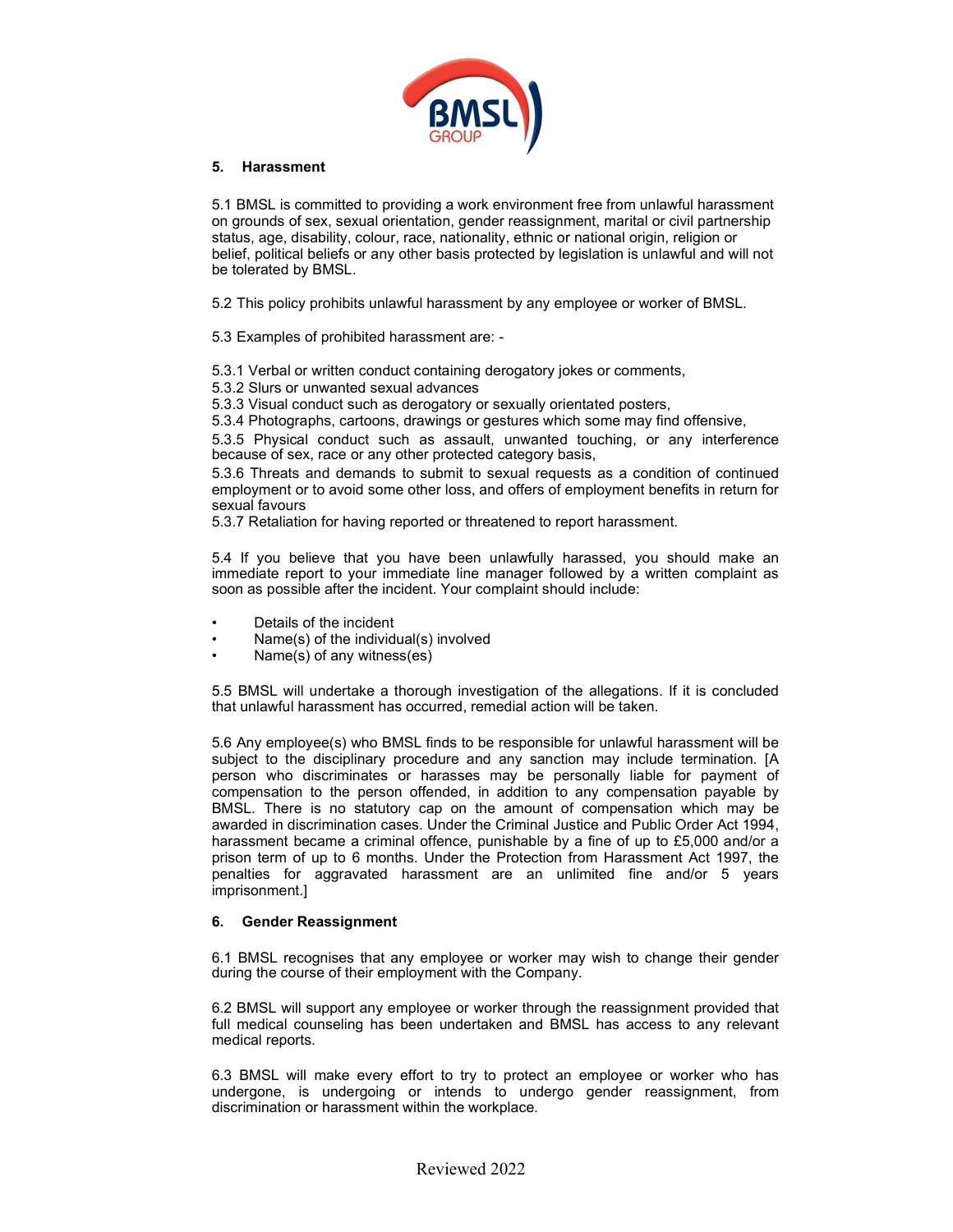## 5. Harassment

5.1 BMSL is committed to providing a work environment free from unlawful harassment on grounds of sex, sexual orientation, gender reassignment, marital or civil partnership status, age, disability, colour, race, nationality, ethnic or national origin, religion or belief, political beliefs or any other basis protected by legislation is unlawful and will not be tolerated by BMSL.

5.2 This policy prohibits unlawful harassment by any employee or worker of BMSL.

5.3 Examples of prohibited harassment are: -

5.3.1 Verbal or written conduct containing derogatory jokes or comments,
5.3.2 Slurs or unwanted sexual advances
5.3.3 Visual conduct such as derogatory or sexually orientated posters,
5.3.4 Photographs, cartoons, drawings or gestures which some may find offensive,
5.3.5 Physical conduct such as assault, unwanted touching, or any interference because of sex, race or any other protected category basis,
5.3.6 Threats and demands to submit to sexual requests as a condition of continued employment or to avoid some other loss, and offers of employment benefits in return for sexual favours
5.3.7 Retaliation for having reported or threatened to report harassment.

5.4 If you believe that you have been unlawfully harassed, you should make an immediate report to your immediate line manager followed by a written complaint as soon as possible after the incident. Your complaint should include:

- Details of the incident
- Name(s) of the individual(s) involved
- Name(s) of any witness(es)

5.5 BMSL will undertake a thorough investigation of the allegations. If it is concluded that unlawful harassment has occurred, remedial action will be taken.

5.6 Any employee(s) who BMSL finds to be responsible for unlawful harassment will be subject to the disciplinary procedure and any sanction may include termination. [A person who discriminates or harasses may be personally liable for payment of compensation to the person offended, in addition to any compensation payable by BMSL. There is no statutory cap on the amount of compensation which may be awarded in discrimination cases. Under the Criminal Justice and Public Order Act 1994, harassment became a criminal offence, punishable by a fine of up to £5,000 and/or a prison term of up to 6 months. Under the Protection from Harassment Act 1997, the penalties for aggravated harassment are an unlimited fine and/or 5 years imprisonment.]

## 6. Gender Reassignment

6.1 BMSL recognises that any employee or worker may wish to change their gender during the course of their employment with the Company.

6.2 BMSL will support any employee or worker through the reassignment provided that full medical counseling has been undertaken and BMSL has access to any relevant medical reports.

6.3 BMSL will make every effort to try to protect an employee or worker who has undergone, is undergoing or intends to undergo gender reassignment, from discrimination or harassment within the workplace.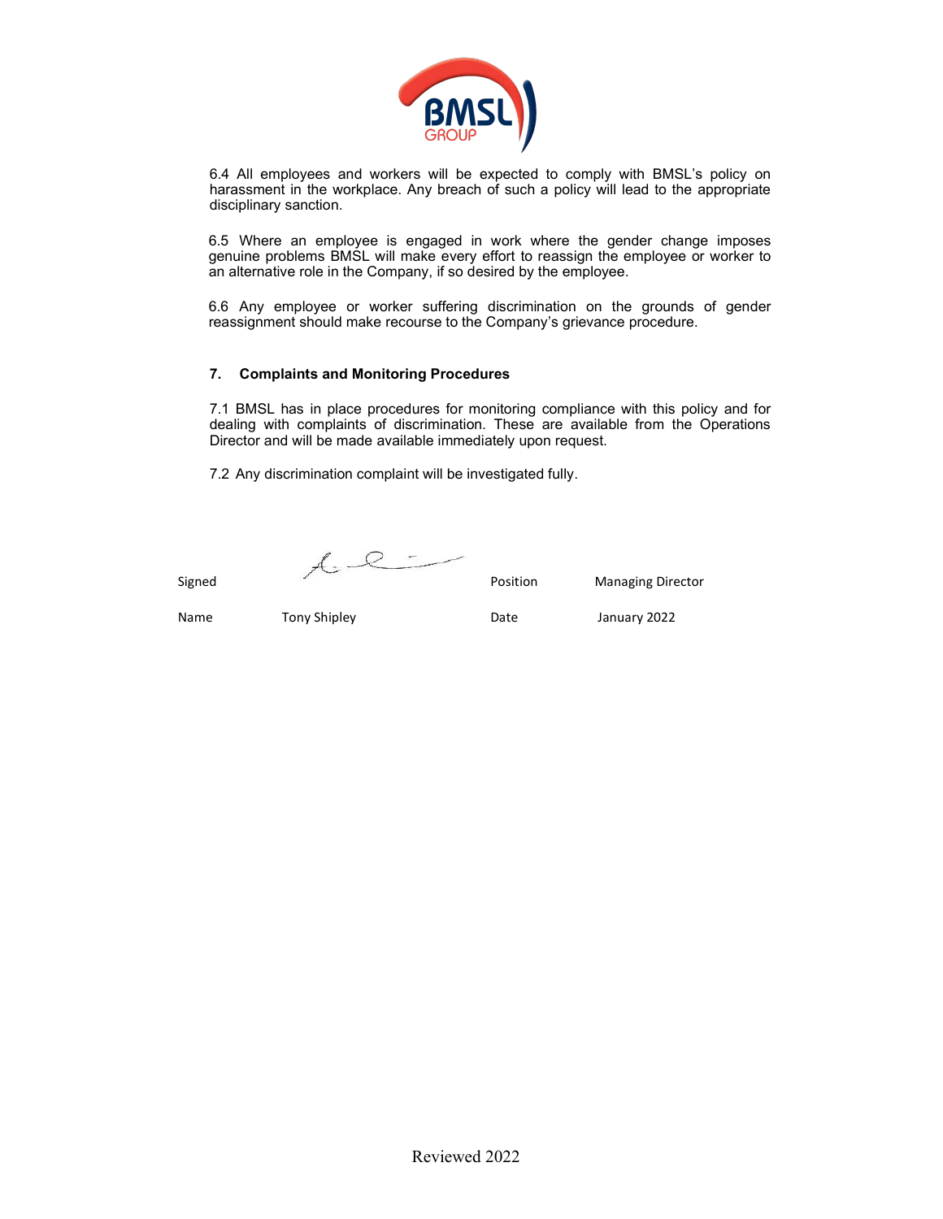6.4 All employees and workers will be expected to comply with BMSL's policy on harassment in the workplace. Any breach of such a policy will lead to the appropriate disciplinary sanction.

6.5 Where an employee is engaged in work where the gender change imposes genuine problems BMSL will make every effort to reassign the employee or worker to an alternative role in the Company, if so desired by the employee.

6.6 Any employee or worker suffering discrimination on the grounds of gender reassignment should make recourse to the Company's grievance procedure.

## 7. Complaints and Monitoring Procedures

7.1 BMSL has in place procedures for monitoring compliance with this policy and for dealing with complaints of discrimination. These are available from the Operations Director and will be made available immediately upon request.

7.2 Any discrimination complaint will be investigated fully.

| | | | |
|---|---|---|---|
| Signed | | Position | Managing Director |
| Name | Tony Shipley | Date | January 2022 |

Reviewed 2022